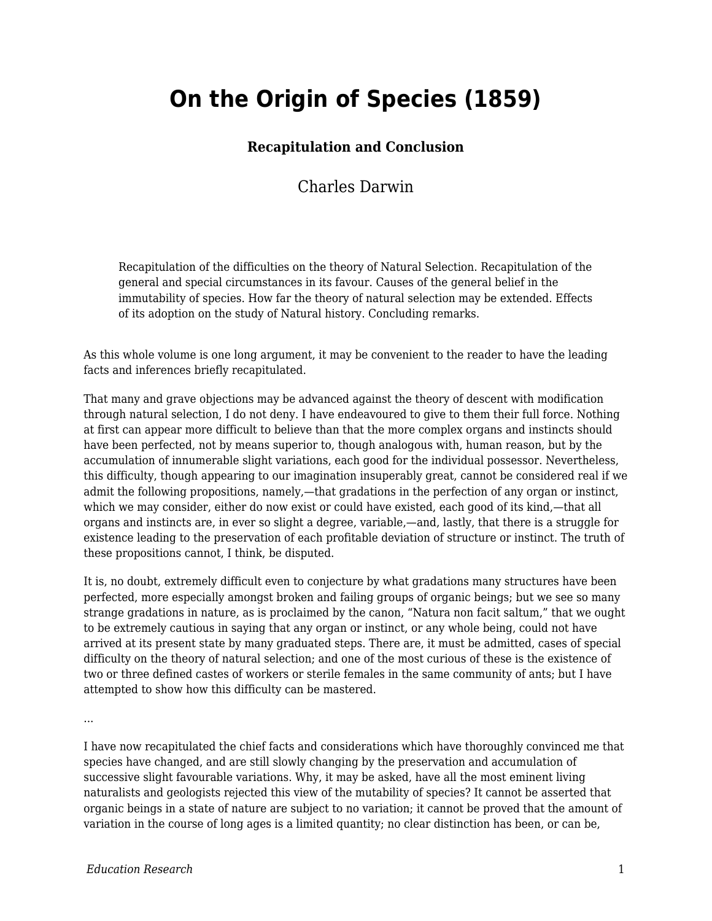# On the Origin of Species (1859)

### Recapitulation and Conclusion

Charles Darwin

> Recapitulation of the difficulties on the theory of Natural Selection. Recapitulation of the general and special circumstances in its favour. Causes of the general belief in the immutability of species. How far the theory of natural selection may be extended. Effects of its adoption on the study of Natural history. Concluding remarks.

As this whole volume is one long argument, it may be convenient to the reader to have the leading facts and inferences briefly recapitulated.

That many and grave objections may be advanced against the theory of descent with modification through natural selection, I do not deny. I have endeavoured to give to them their full force. Nothing at first can appear more difficult to believe than that the more complex organs and instincts should have been perfected, not by means superior to, though analogous with, human reason, but by the accumulation of innumerable slight variations, each good for the individual possessor. Nevertheless, this difficulty, though appearing to our imagination insuperably great, cannot be considered real if we admit the following propositions, namely,—that gradations in the perfection of any organ or instinct, which we may consider, either do now exist or could have existed, each good of its kind,—that all organs and instincts are, in ever so slight a degree, variable,—and, lastly, that there is a struggle for existence leading to the preservation of each profitable deviation of structure or instinct. The truth of these propositions cannot, I think, be disputed.

It is, no doubt, extremely difficult even to conjecture by what gradations many structures have been perfected, more especially amongst broken and failing groups of organic beings; but we see so many strange gradations in nature, as is proclaimed by the canon, "Natura non facit saltum," that we ought to be extremely cautious in saying that any organ or instinct, or any whole being, could not have arrived at its present state by many graduated steps. There are, it must be admitted, cases of special difficulty on the theory of natural selection; and one of the most curious of these is the existence of two or three defined castes of workers or sterile females in the same community of ants; but I have attempted to show how this difficulty can be mastered.

…

I have now recapitulated the chief facts and considerations which have thoroughly convinced me that species have changed, and are still slowly changing by the preservation and accumulation of successive slight favourable variations. Why, it may be asked, have all the most eminent living naturalists and geologists rejected this view of the mutability of species? It cannot be asserted that organic beings in a state of nature are subject to no variation; it cannot be proved that the amount of variation in the course of long ages is a limited quantity; no clear distinction has been, or can be,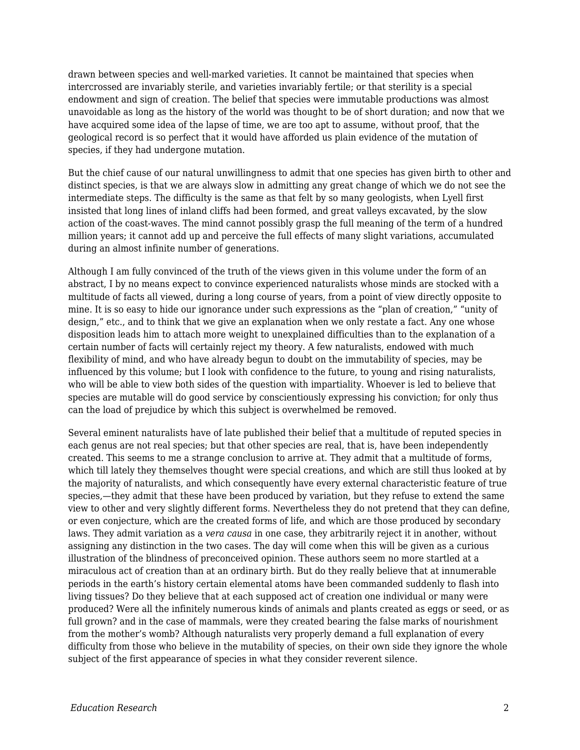drawn between species and well-marked varieties. It cannot be maintained that species when intercrossed are invariably sterile, and varieties invariably fertile; or that sterility is a special endowment and sign of creation. The belief that species were immutable productions was almost unavoidable as long as the history of the world was thought to be of short duration; and now that we have acquired some idea of the lapse of time, we are too apt to assume, without proof, that the geological record is so perfect that it would have afforded us plain evidence of the mutation of species, if they had undergone mutation.

But the chief cause of our natural unwillingness to admit that one species has given birth to other and distinct species, is that we are always slow in admitting any great change of which we do not see the intermediate steps. The difficulty is the same as that felt by so many geologists, when Lyell first insisted that long lines of inland cliffs had been formed, and great valleys excavated, by the slow action of the coast-waves. The mind cannot possibly grasp the full meaning of the term of a hundred million years; it cannot add up and perceive the full effects of many slight variations, accumulated during an almost infinite number of generations.

Although I am fully convinced of the truth of the views given in this volume under the form of an abstract, I by no means expect to convince experienced naturalists whose minds are stocked with a multitude of facts all viewed, during a long course of years, from a point of view directly opposite to mine. It is so easy to hide our ignorance under such expressions as the “plan of creation,” “unity of design,” etc., and to think that we give an explanation when we only restate a fact. Any one whose disposition leads him to attach more weight to unexplained difficulties than to the explanation of a certain number of facts will certainly reject my theory. A few naturalists, endowed with much flexibility of mind, and who have already begun to doubt on the immutability of species, may be influenced by this volume; but I look with confidence to the future, to young and rising naturalists, who will be able to view both sides of the question with impartiality. Whoever is led to believe that species are mutable will do good service by conscientiously expressing his conviction; for only thus can the load of prejudice by which this subject is overwhelmed be removed.

Several eminent naturalists have of late published their belief that a multitude of reputed species in each genus are not real species; but that other species are real, that is, have been independently created. This seems to me a strange conclusion to arrive at. They admit that a multitude of forms, which till lately they themselves thought were special creations, and which are still thus looked at by the majority of naturalists, and which consequently have every external characteristic feature of true species,—they admit that these have been produced by variation, but they refuse to extend the same view to other and very slightly different forms. Nevertheless they do not pretend that they can define, or even conjecture, which are the created forms of life, and which are those produced by secondary laws. They admit variation as a *vera causa* in one case, they arbitrarily reject it in another, without assigning any distinction in the two cases. The day will come when this will be given as a curious illustration of the blindness of preconceived opinion. These authors seem no more startled at a miraculous act of creation than at an ordinary birth. But do they really believe that at innumerable periods in the earth’s history certain elemental atoms have been commanded suddenly to flash into living tissues? Do they believe that at each supposed act of creation one individual or many were produced? Were all the infinitely numerous kinds of animals and plants created as eggs or seed, or as full grown? and in the case of mammals, were they created bearing the false marks of nourishment from the mother’s womb? Although naturalists very properly demand a full explanation of every difficulty from those who believe in the mutability of species, on their own side they ignore the whole subject of the first appearance of species in what they consider reverent silence.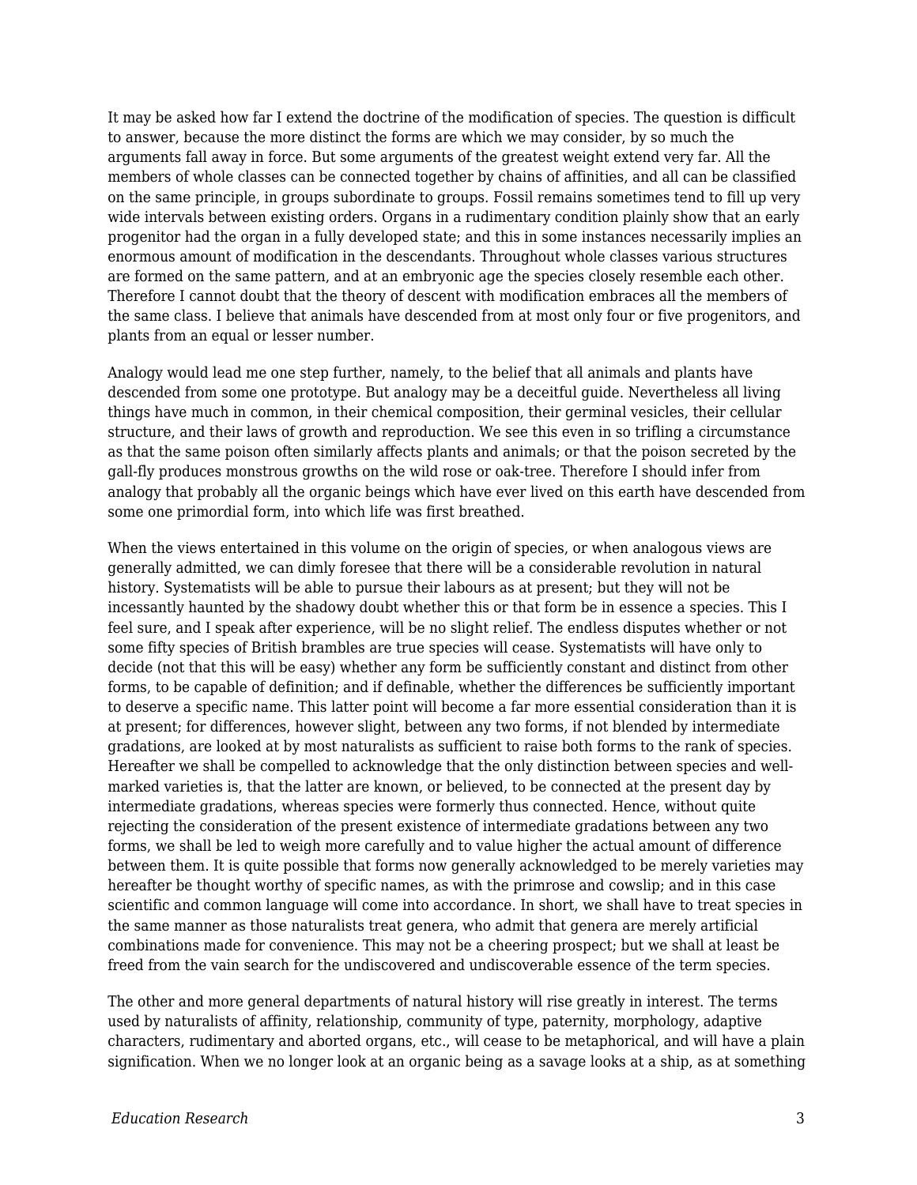It may be asked how far I extend the doctrine of the modification of species. The question is difficult to answer, because the more distinct the forms are which we may consider, by so much the arguments fall away in force. But some arguments of the greatest weight extend very far. All the members of whole classes can be connected together by chains of affinities, and all can be classified on the same principle, in groups subordinate to groups. Fossil remains sometimes tend to fill up very wide intervals between existing orders. Organs in a rudimentary condition plainly show that an early progenitor had the organ in a fully developed state; and this in some instances necessarily implies an enormous amount of modification in the descendants. Throughout whole classes various structures are formed on the same pattern, and at an embryonic age the species closely resemble each other. Therefore I cannot doubt that the theory of descent with modification embraces all the members of the same class. I believe that animals have descended from at most only four or five progenitors, and plants from an equal or lesser number.

Analogy would lead me one step further, namely, to the belief that all animals and plants have descended from some one prototype. But analogy may be a deceitful guide. Nevertheless all living things have much in common, in their chemical composition, their germinal vesicles, their cellular structure, and their laws of growth and reproduction. We see this even in so trifling a circumstance as that the same poison often similarly affects plants and animals; or that the poison secreted by the gall-fly produces monstrous growths on the wild rose or oak-tree. Therefore I should infer from analogy that probably all the organic beings which have ever lived on this earth have descended from some one primordial form, into which life was first breathed.

When the views entertained in this volume on the origin of species, or when analogous views are generally admitted, we can dimly foresee that there will be a considerable revolution in natural history. Systematists will be able to pursue their labours as at present; but they will not be incessantly haunted by the shadowy doubt whether this or that form be in essence a species. This I feel sure, and I speak after experience, will be no slight relief. The endless disputes whether or not some fifty species of British brambles are true species will cease. Systematists will have only to decide (not that this will be easy) whether any form be sufficiently constant and distinct from other forms, to be capable of definition; and if definable, whether the differences be sufficiently important to deserve a specific name. This latter point will become a far more essential consideration than it is at present; for differences, however slight, between any two forms, if not blended by intermediate gradations, are looked at by most naturalists as sufficient to raise both forms to the rank of species. Hereafter we shall be compelled to acknowledge that the only distinction between species and well-marked varieties is, that the latter are known, or believed, to be connected at the present day by intermediate gradations, whereas species were formerly thus connected. Hence, without quite rejecting the consideration of the present existence of intermediate gradations between any two forms, we shall be led to weigh more carefully and to value higher the actual amount of difference between them. It is quite possible that forms now generally acknowledged to be merely varieties may hereafter be thought worthy of specific names, as with the primrose and cowslip; and in this case scientific and common language will come into accordance. In short, we shall have to treat species in the same manner as those naturalists treat genera, who admit that genera are merely artificial combinations made for convenience. This may not be a cheering prospect; but we shall at least be freed from the vain search for the undiscovered and undiscoverable essence of the term species.

The other and more general departments of natural history will rise greatly in interest. The terms used by naturalists of affinity, relationship, community of type, paternity, morphology, adaptive characters, rudimentary and aborted organs, etc., will cease to be metaphorical, and will have a plain signification. When we no longer look at an organic being as a savage looks at a ship, as at something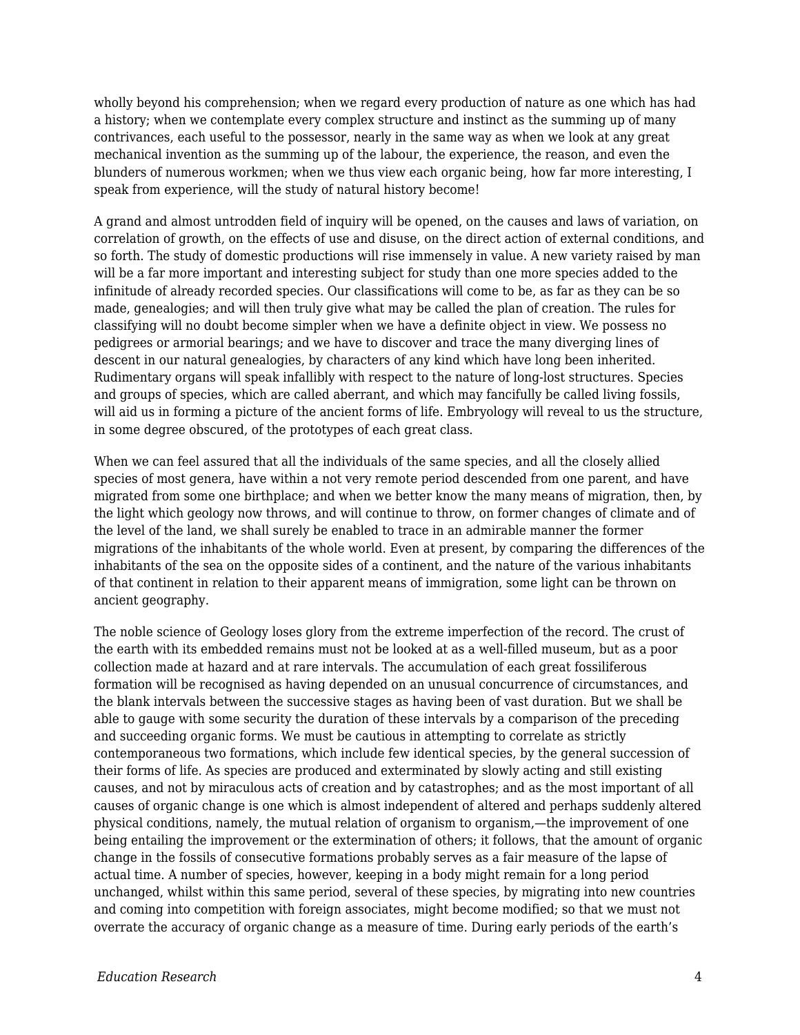wholly beyond his comprehension; when we regard every production of nature as one which has had a history; when we contemplate every complex structure and instinct as the summing up of many contrivances, each useful to the possessor, nearly in the same way as when we look at any great mechanical invention as the summing up of the labour, the experience, the reason, and even the blunders of numerous workmen; when we thus view each organic being, how far more interesting, I speak from experience, will the study of natural history become!

A grand and almost untrodden field of inquiry will be opened, on the causes and laws of variation, on correlation of growth, on the effects of use and disuse, on the direct action of external conditions, and so forth. The study of domestic productions will rise immensely in value. A new variety raised by man will be a far more important and interesting subject for study than one more species added to the infinitude of already recorded species. Our classifications will come to be, as far as they can be so made, genealogies; and will then truly give what may be called the plan of creation. The rules for classifying will no doubt become simpler when we have a definite object in view. We possess no pedigrees or armorial bearings; and we have to discover and trace the many diverging lines of descent in our natural genealogies, by characters of any kind which have long been inherited. Rudimentary organs will speak infallibly with respect to the nature of long-lost structures. Species and groups of species, which are called aberrant, and which may fancifully be called living fossils, will aid us in forming a picture of the ancient forms of life. Embryology will reveal to us the structure, in some degree obscured, of the prototypes of each great class.

When we can feel assured that all the individuals of the same species, and all the closely allied species of most genera, have within a not very remote period descended from one parent, and have migrated from some one birthplace; and when we better know the many means of migration, then, by the light which geology now throws, and will continue to throw, on former changes of climate and of the level of the land, we shall surely be enabled to trace in an admirable manner the former migrations of the inhabitants of the whole world. Even at present, by comparing the differences of the inhabitants of the sea on the opposite sides of a continent, and the nature of the various inhabitants of that continent in relation to their apparent means of immigration, some light can be thrown on ancient geography.

The noble science of Geology loses glory from the extreme imperfection of the record. The crust of the earth with its embedded remains must not be looked at as a well-filled museum, but as a poor collection made at hazard and at rare intervals. The accumulation of each great fossiliferous formation will be recognised as having depended on an unusual concurrence of circumstances, and the blank intervals between the successive stages as having been of vast duration. But we shall be able to gauge with some security the duration of these intervals by a comparison of the preceding and succeeding organic forms. We must be cautious in attempting to correlate as strictly contemporaneous two formations, which include few identical species, by the general succession of their forms of life. As species are produced and exterminated by slowly acting and still existing causes, and not by miraculous acts of creation and by catastrophes; and as the most important of all causes of organic change is one which is almost independent of altered and perhaps suddenly altered physical conditions, namely, the mutual relation of organism to organism,—the improvement of one being entailing the improvement or the extermination of others; it follows, that the amount of organic change in the fossils of consecutive formations probably serves as a fair measure of the lapse of actual time. A number of species, however, keeping in a body might remain for a long period unchanged, whilst within this same period, several of these species, by migrating into new countries and coming into competition with foreign associates, might become modified; so that we must not overrate the accuracy of organic change as a measure of time. During early periods of the earth's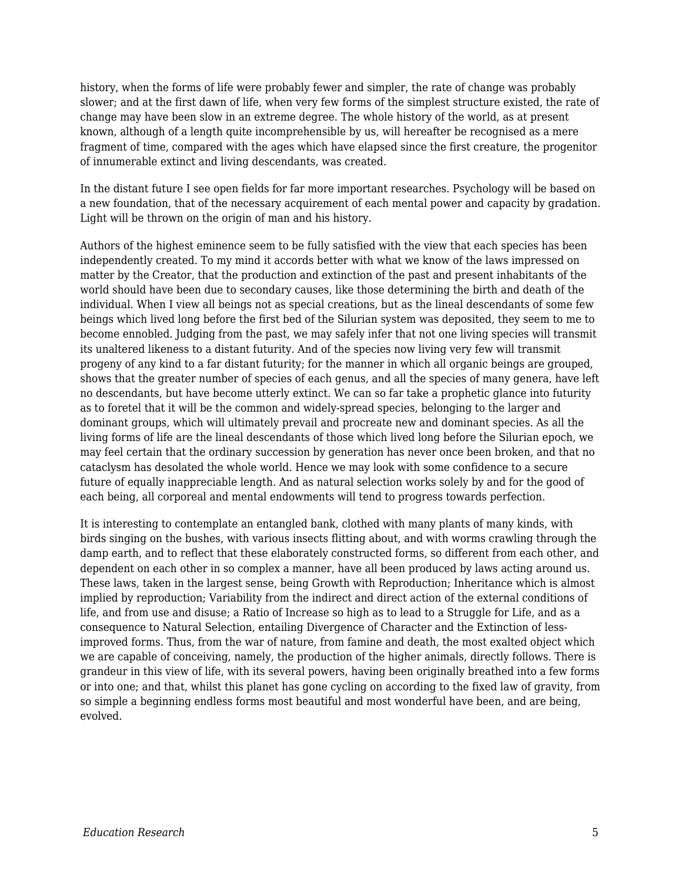history, when the forms of life were probably fewer and simpler, the rate of change was probably slower; and at the first dawn of life, when very few forms of the simplest structure existed, the rate of change may have been slow in an extreme degree. The whole history of the world, as at present known, although of a length quite incomprehensible by us, will hereafter be recognised as a mere fragment of time, compared with the ages which have elapsed since the first creature, the progenitor of innumerable extinct and living descendants, was created.

In the distant future I see open fields for far more important researches. Psychology will be based on a new foundation, that of the necessary acquirement of each mental power and capacity by gradation. Light will be thrown on the origin of man and his history.

Authors of the highest eminence seem to be fully satisfied with the view that each species has been independently created. To my mind it accords better with what we know of the laws impressed on matter by the Creator, that the production and extinction of the past and present inhabitants of the world should have been due to secondary causes, like those determining the birth and death of the individual. When I view all beings not as special creations, but as the lineal descendants of some few beings which lived long before the first bed of the Silurian system was deposited, they seem to me to become ennobled. Judging from the past, we may safely infer that not one living species will transmit its unaltered likeness to a distant futurity. And of the species now living very few will transmit progeny of any kind to a far distant futurity; for the manner in which all organic beings are grouped, shows that the greater number of species of each genus, and all the species of many genera, have left no descendants, but have become utterly extinct. We can so far take a prophetic glance into futurity as to foretel that it will be the common and widely-spread species, belonging to the larger and dominant groups, which will ultimately prevail and procreate new and dominant species. As all the living forms of life are the lineal descendants of those which lived long before the Silurian epoch, we may feel certain that the ordinary succession by generation has never once been broken, and that no cataclysm has desolated the whole world. Hence we may look with some confidence to a secure future of equally inappreciable length. And as natural selection works solely by and for the good of each being, all corporeal and mental endowments will tend to progress towards perfection.

It is interesting to contemplate an entangled bank, clothed with many plants of many kinds, with birds singing on the bushes, with various insects flitting about, and with worms crawling through the damp earth, and to reflect that these elaborately constructed forms, so different from each other, and dependent on each other in so complex a manner, have all been produced by laws acting around us. These laws, taken in the largest sense, being Growth with Reproduction; Inheritance which is almost implied by reproduction; Variability from the indirect and direct action of the external conditions of life, and from use and disuse; a Ratio of Increase so high as to lead to a Struggle for Life, and as a consequence to Natural Selection, entailing Divergence of Character and the Extinction of less-improved forms. Thus, from the war of nature, from famine and death, the most exalted object which we are capable of conceiving, namely, the production of the higher animals, directly follows. There is grandeur in this view of life, with its several powers, having been originally breathed into a few forms or into one; and that, whilst this planet has gone cycling on according to the fixed law of gravity, from so simple a beginning endless forms most beautiful and most wonderful have been, and are being, evolved.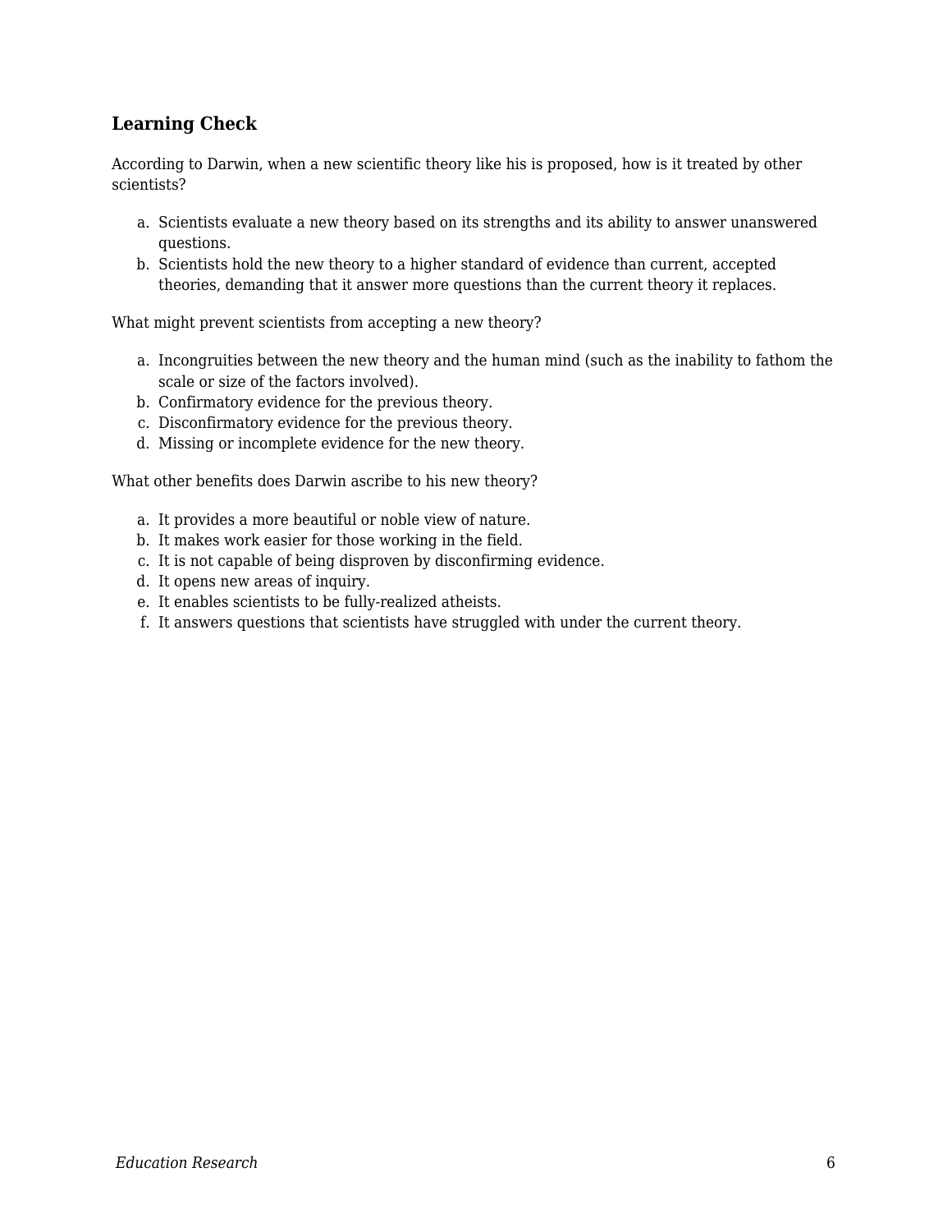### Learning Check

According to Darwin, when a new scientific theory like his is proposed, how is it treated by other scientists?

a. Scientists evaluate a new theory based on its strengths and its ability to answer unanswered questions.
b. Scientists hold the new theory to a higher standard of evidence than current, accepted theories, demanding that it answer more questions than the current theory it replaces.

What might prevent scientists from accepting a new theory?

a. Incongruities between the new theory and the human mind (such as the inability to fathom the scale or size of the factors involved).
b. Confirmatory evidence for the previous theory.
c. Disconfirmatory evidence for the previous theory.
d. Missing or incomplete evidence for the new theory.

What other benefits does Darwin ascribe to his new theory?

a. It provides a more beautiful or noble view of nature.
b. It makes work easier for those working in the field.
c. It is not capable of being disproven by disconfirming evidence.
d. It opens new areas of inquiry.
e. It enables scientists to be fully-realized atheists.
f. It answers questions that scientists have struggled with under the current theory.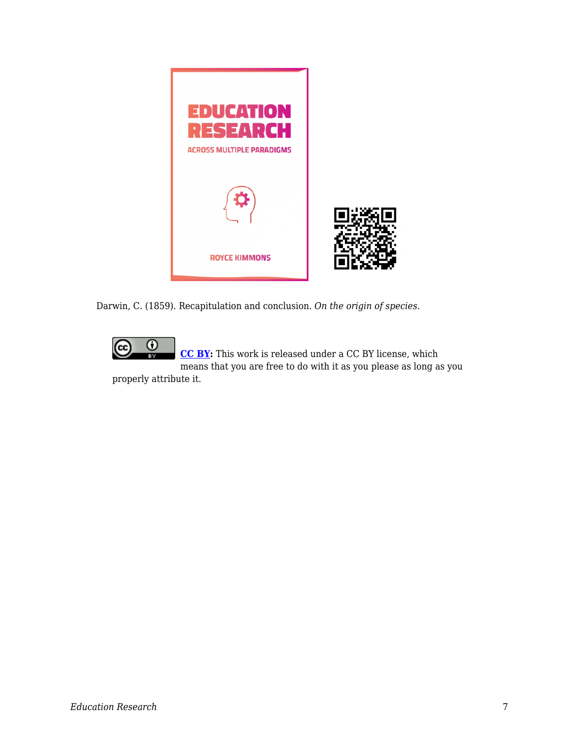Darwin, C. (1859). Recapitulation and conclusion. *On the origin of species*.

**CC BY:** This work is released under a CC BY license, which means that you are free to do with it as you please as long as you properly attribute it.